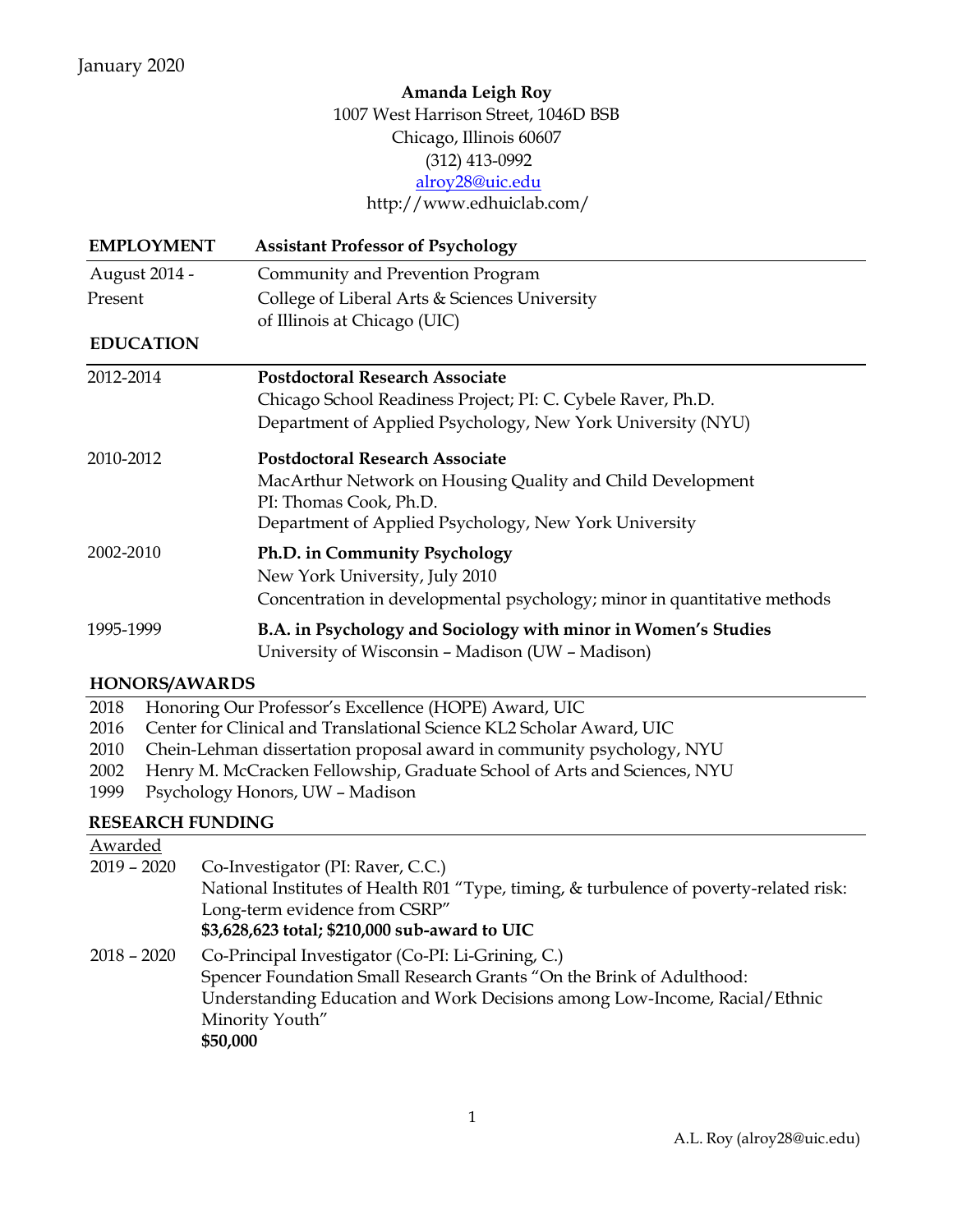January 2020

**Amanda Leigh Roy**
1007 West Harrison Street, 1046D BSB
Chicago, Illinois 60607
(312) 413-0992
alroy28@uic.edu
http://www.edhuiclab.com/

## EMPLOYMENT

**Assistant Professor of Psychology**

August 2014 - Present
Community and Prevention Program
College of Liberal Arts & Sciences University of Illinois at Chicago (UIC)

## EDUCATION

2012-2014
**Postdoctoral Research Associate**
Chicago School Readiness Project; PI: C. Cybele Raver, Ph.D.
Department of Applied Psychology, New York University (NYU)

2010-2012
**Postdoctoral Research Associate**
MacArthur Network on Housing Quality and Child Development
PI: Thomas Cook, Ph.D.
Department of Applied Psychology, New York University

2002-2010
**Ph.D. in Community Psychology**
New York University, July 2010
Concentration in developmental psychology; minor in quantitative methods

1995-1999
**B.A. in Psychology and Sociology with minor in Women's Studies**
University of Wisconsin – Madison (UW – Madison)

## HONORS/AWARDS

2018 Honoring Our Professor's Excellence (HOPE) Award, UIC
2016 Center for Clinical and Translational Science KL2 Scholar Award, UIC
2010 Chein-Lehman dissertation proposal award in community psychology, NYU
2002 Henry M. McCracken Fellowship, Graduate School of Arts and Sciences, NYU
1999 Psychology Honors, UW – Madison

## RESEARCH FUNDING

Awarded

2019 – 2020
Co-Investigator (PI: Raver, C.C.)
National Institutes of Health R01 "Type, timing, & turbulence of poverty-related risk: Long-term evidence from CSRP"
**$3,628,623 total; $210,000 sub-award to UIC**

2018 – 2020
Co-Principal Investigator (Co-PI: Li-Grining, C.)
Spencer Foundation Small Research Grants "On the Brink of Adulthood: Understanding Education and Work Decisions among Low-Income, Racial/Ethnic Minority Youth"
**$50,000**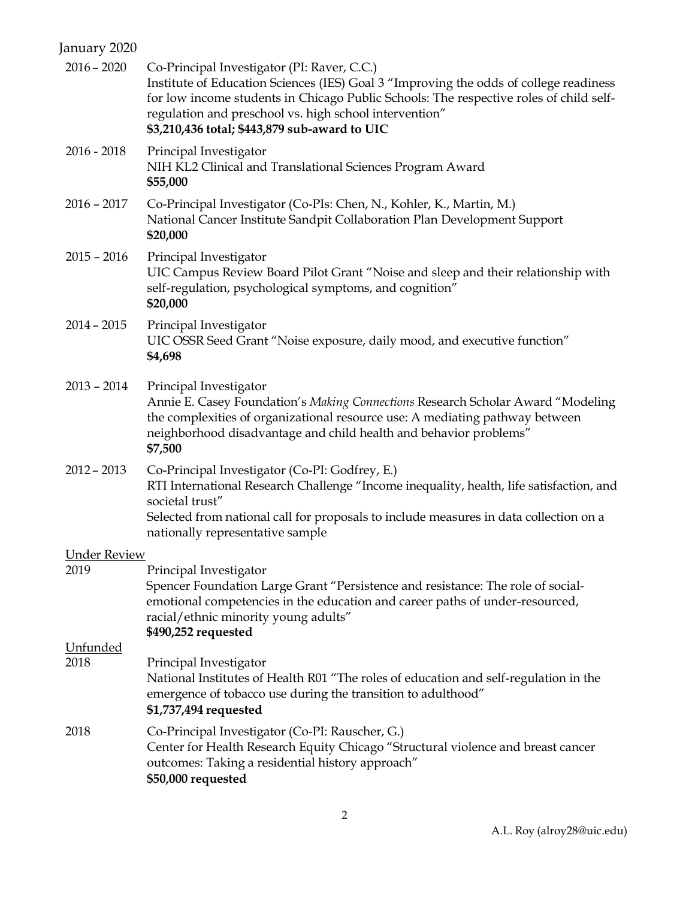January 2020

2016 – 2020 Co-Principal Investigator (PI: Raver, C.C.)
Institute of Education Sciences (IES) Goal 3 “Improving the odds of college readiness for low income students in Chicago Public Schools: The respective roles of child self-regulation and preschool vs. high school intervention”
**$3,210,436 total; $443,879 sub-award to UIC**

2016 - 2018 Principal Investigator
NIH KL2 Clinical and Translational Sciences Program Award
**$55,000**

2016 – 2017 Co-Principal Investigator (Co-PIs: Chen, N., Kohler, K., Martin, M.)
National Cancer Institute Sandpit Collaboration Plan Development Support
**$20,000**

2015 – 2016 Principal Investigator
UIC Campus Review Board Pilot Grant “Noise and sleep and their relationship with self-regulation, psychological symptoms, and cognition”
**$20,000**

2014 – 2015 Principal Investigator
UIC OSSR Seed Grant “Noise exposure, daily mood, and executive function”
**$4,698**

2013 – 2014 Principal Investigator
Annie E. Casey Foundation’s *Making Connections* Research Scholar Award “Modeling the complexities of organizational resource use: A mediating pathway between neighborhood disadvantage and child health and behavior problems”
**$7,500**

2012 – 2013 Co-Principal Investigator (Co-PI: Godfrey, E.)
RTI International Research Challenge “Income inequality, health, life satisfaction, and societal trust”
Selected from national call for proposals to include measures in data collection on a nationally representative sample

<u>Under Review</u>

2019 Principal Investigator
Spencer Foundation Large Grant “Persistence and resistance: The role of social-emotional competencies in the education and career paths of under-resourced, racial/ethnic minority young adults”
**$490,252 requested**

<u>Unfunded</u>

2018 Principal Investigator
National Institutes of Health R01 “The roles of education and self-regulation in the emergence of tobacco use during the transition to adulthood”
**$1,737,494 requested**

2018 Co-Principal Investigator (Co-PI: Rauscher, G.)
Center for Health Research Equity Chicago “Structural violence and breast cancer outcomes: Taking a residential history approach”
**$50,000 requested**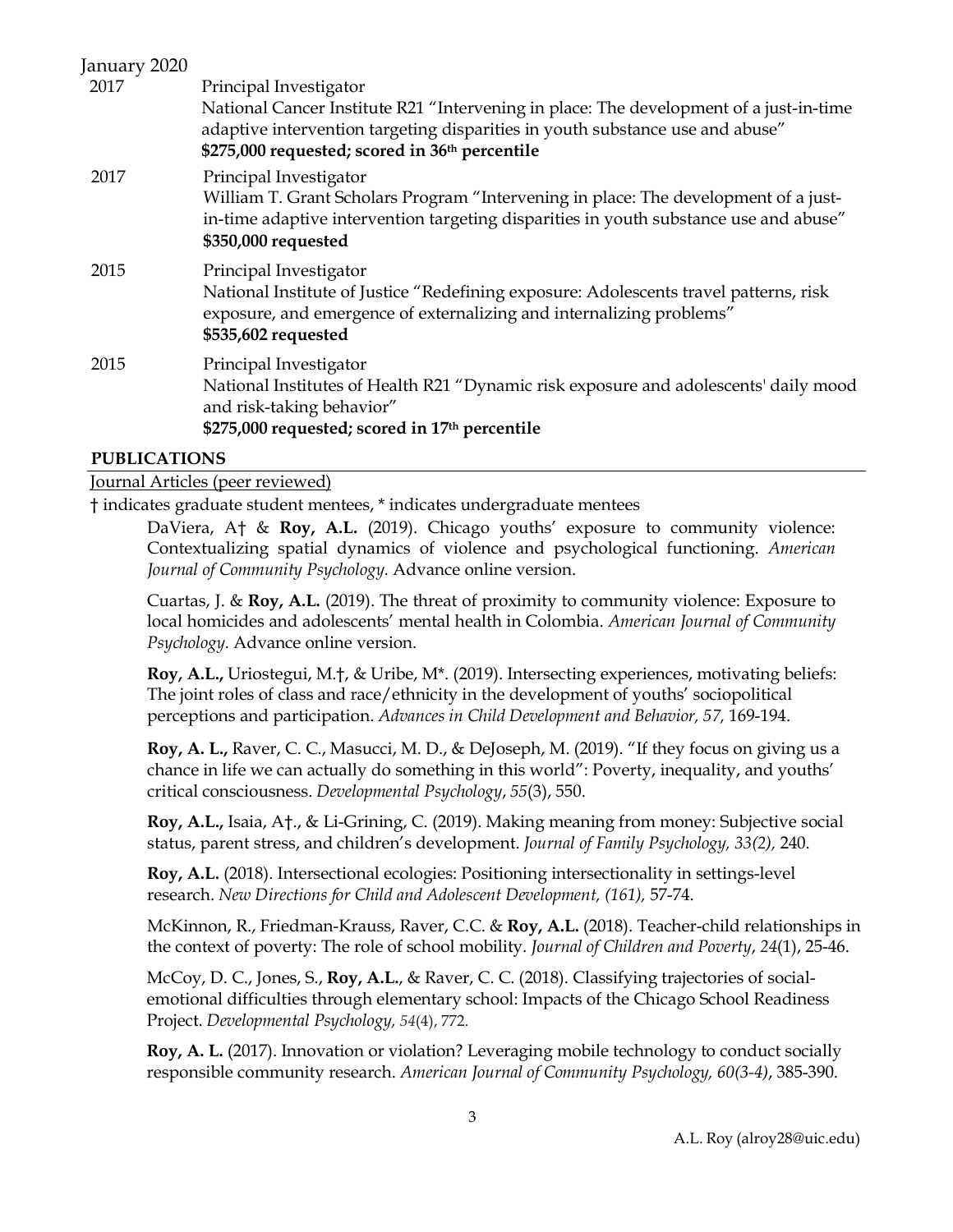January 2020

2017 Principal Investigator
National Cancer Institute R21 "Intervening in place: The development of a just-in-time adaptive intervention targeting disparities in youth substance use and abuse"
**$275,000 requested; scored in 36th percentile**

2017 Principal Investigator
William T. Grant Scholars Program "Intervening in place: The development of a just-in-time adaptive intervention targeting disparities in youth substance use and abuse"
**$350,000 requested**

2015 Principal Investigator
National Institute of Justice "Redefining exposure: Adolescents travel patterns, risk exposure, and emergence of externalizing and internalizing problems"
**$535,602 requested**

2015 Principal Investigator
National Institutes of Health R21 "Dynamic risk exposure and adolescents' daily mood and risk-taking behavior"
**$275,000 requested; scored in 17th percentile**

## PUBLICATIONS

Journal Articles (peer reviewed)

† indicates graduate student mentees, * indicates undergraduate mentees

DaViera, A† & **Roy, A.L.** (2019). Chicago youths' exposure to community violence: Contextualizing spatial dynamics of violence and psychological functioning. *American Journal of Community Psychology.* Advance online version.

Cuartas, J. & **Roy, A.L.** (2019). The threat of proximity to community violence: Exposure to local homicides and adolescents' mental health in Colombia. *American Journal of Community Psychology.* Advance online version.

**Roy, A.L.,** Uriostegui, M.†, & Uribe, M*. (2019). Intersecting experiences, motivating beliefs: The joint roles of class and race/ethnicity in the development of youths' sociopolitical perceptions and participation. *Advances in Child Development and Behavior, 57,* 169-194.

**Roy, A. L.,** Raver, C. C., Masucci, M. D., & DeJoseph, M. (2019). "If they focus on giving us a chance in life we can actually do something in this world": Poverty, inequality, and youths' critical consciousness. *Developmental Psychology*, *55*(3), 550.

**Roy, A.L.,** Isaia, A†., & Li-Grining, C. (2019). Making meaning from money: Subjective social status, parent stress, and children's development. *Journal of Family Psychology, 33(2),* 240.

**Roy, A.L.** (2018). Intersectional ecologies: Positioning intersectionality in settings-level research. *New Directions for Child and Adolescent Development, (161),* 57-74.

McKinnon, R., Friedman-Krauss, Raver, C.C. & **Roy, A.L.** (2018). Teacher-child relationships in the context of poverty: The role of school mobility. *Journal of Children and Poverty*, *24*(1), 25-46.

McCoy, D. C., Jones, S., **Roy, A.L.**, & Raver, C. C. (2018). Classifying trajectories of social-emotional difficulties through elementary school: Impacts of the Chicago School Readiness Project. *Developmental Psychology, 54*(4), 772.

**Roy, A. L.** (2017). Innovation or violation? Leveraging mobile technology to conduct socially responsible community research. *American Journal of Community Psychology, 60(3-4)*, 385-390.

A.L. Roy (alroy28@uic.edu)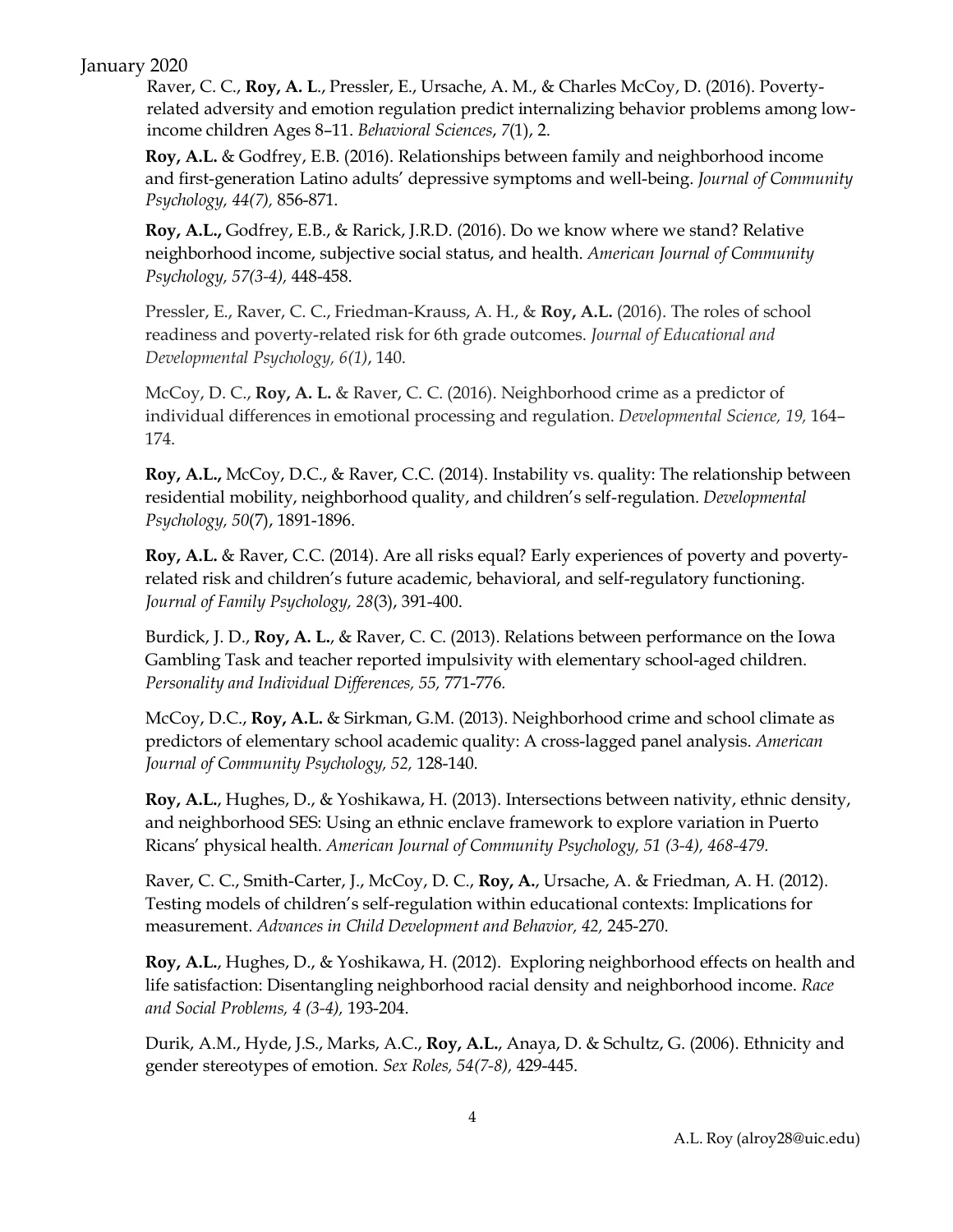Raver, C. C., **Roy, A. L**., Pressler, E., Ursache, A. M., & Charles McCoy, D. (2016). Poverty-related adversity and emotion regulation predict internalizing behavior problems among low-income children Ages 8–11. *Behavioral Sciences*, *7*(1), 2.

**Roy, A.L.** & Godfrey, E.B. (2016). Relationships between family and neighborhood income and first-generation Latino adults' depressive symptoms and well-being. *Journal of Community Psychology, 44(7),* 856-871.

**Roy, A.L.,** Godfrey, E.B., & Rarick, J.R.D. (2016). Do we know where we stand? Relative neighborhood income, subjective social status, and health. *American Journal of Community Psychology, 57(3-4),* 448-458.

Pressler, E., Raver, C. C., Friedman-Krauss, A. H., & **Roy, A.L.** (2016). The roles of school readiness and poverty-related risk for 6th grade outcomes. *Journal of Educational and Developmental Psychology, 6(1)*, 140.

McCoy, D. C., **Roy, A. L.** & Raver, C. C. (2016). Neighborhood crime as a predictor of individual differences in emotional processing and regulation. *Developmental Science, 19,* 164–174.

**Roy, A.L.,** McCoy, D.C., & Raver, C.C. (2014). Instability vs. quality: The relationship between residential mobility, neighborhood quality, and children's self-regulation. *Developmental Psychology, 50*(7), 1891-1896.

**Roy, A.L.** & Raver, C.C. (2014). Are all risks equal? Early experiences of poverty and poverty-related risk and children's future academic, behavioral, and self-regulatory functioning. *Journal of Family Psychology, 28*(3), 391-400.

Burdick, J. D., **Roy, A. L.**, & Raver, C. C. (2013). Relations between performance on the Iowa Gambling Task and teacher reported impulsivity with elementary school-aged children. *Personality and Individual Differences, 55,* 771-776.

McCoy, D.C., **Roy, A.L.** & Sirkman, G.M. (2013). Neighborhood crime and school climate as predictors of elementary school academic quality: A cross-lagged panel analysis. *American Journal of Community Psychology, 52,* 128-140.

**Roy, A.L.**, Hughes, D., & Yoshikawa, H. (2013). Intersections between nativity, ethnic density, and neighborhood SES: Using an ethnic enclave framework to explore variation in Puerto Ricans' physical health. *American Journal of Community Psychology, 51 (3-4), 468-479.*

Raver, C. C., Smith-Carter, J., McCoy, D. C., **Roy, A.**, Ursache, A. & Friedman, A. H. (2012). Testing models of children's self-regulation within educational contexts: Implications for measurement. *Advances in Child Development and Behavior, 42,* 245-270.

**Roy, A.L.**, Hughes, D., & Yoshikawa, H. (2012). Exploring neighborhood effects on health and life satisfaction: Disentangling neighborhood racial density and neighborhood income. *Race and Social Problems, 4 (3-4),* 193-204.

Durik, A.M., Hyde, J.S., Marks, A.C., **Roy, A.L.**, Anaya, D. & Schultz, G. (2006). Ethnicity and gender stereotypes of emotion. *Sex Roles, 54(7-8),* 429-445.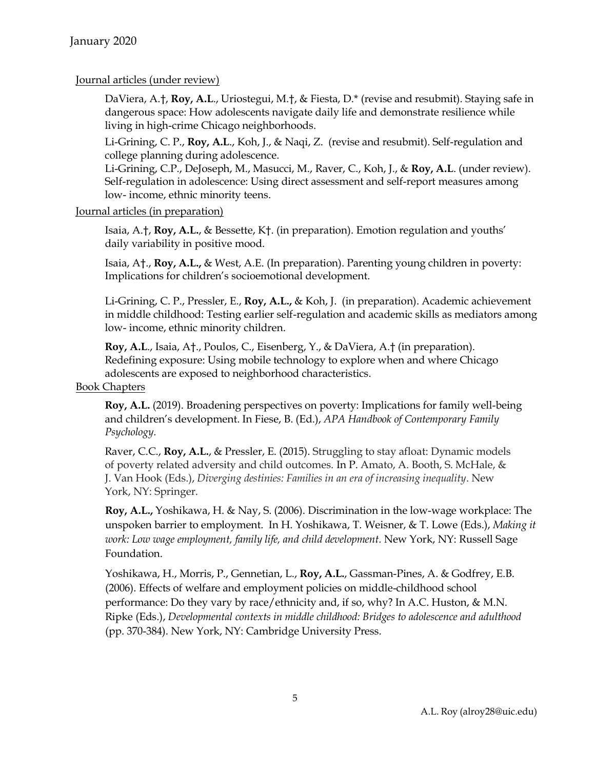Journal articles (under review)

DaViera, A.†, **Roy, A.L**., Uriostegui, M.†, & Fiesta, D.* (revise and resubmit). Staying safe in dangerous space: How adolescents navigate daily life and demonstrate resilience while living in high-crime Chicago neighborhoods.

Li-Grining, C. P., **Roy, A.L**., Koh, J., & Naqi, Z. (revise and resubmit). Self-regulation and college planning during adolescence.

Li-Grining, C.P., DeJoseph, M., Masucci, M., Raver, C., Koh, J., & **Roy, A.L**. (under review). Self-regulation in adolescence: Using direct assessment and self-report measures among low- income, ethnic minority teens.

Journal articles (in preparation)

Isaia, A.†, **Roy, A.L.**, & Bessette, K†. (in preparation). Emotion regulation and youths' daily variability in positive mood.

Isaia, A†., **Roy, A.L.,** & West, A.E. (In preparation). Parenting young children in poverty: Implications for children's socioemotional development.

Li-Grining, C. P., Pressler, E., **Roy, A.L.,** & Koh, J. (in preparation). Academic achievement in middle childhood: Testing earlier self-regulation and academic skills as mediators among low- income, ethnic minority children.

**Roy, A.L**., Isaia, A†., Poulos, C., Eisenberg, Y., & DaViera, A.† (in preparation). Redefining exposure: Using mobile technology to explore when and where Chicago adolescents are exposed to neighborhood characteristics.

Book Chapters

**Roy, A.L.** (2019). Broadening perspectives on poverty: Implications for family well-being and children's development. In Fiese, B. (Ed.), *APA Handbook of Contemporary Family Psychology.*

Raver, C.C., **Roy, A.L.**, & Pressler, E. (2015). Struggling to stay afloat: Dynamic models of poverty related adversity and child outcomes. In P. Amato, A. Booth, S. McHale, & J. Van Hook (Eds.), *Diverging destinies: Families in an era of increasing inequality*. New York, NY: Springer.

**Roy, A.L.,** Yoshikawa, H. & Nay, S. (2006). Discrimination in the low-wage workplace: The unspoken barrier to employment. In H. Yoshikawa, T. Weisner, & T. Lowe (Eds.), *Making it work: Low wage employment, family life, and child development.* New York, NY: Russell Sage Foundation.

Yoshikawa, H., Morris, P., Gennetian, L., **Roy, A.L.**, Gassman-Pines, A. & Godfrey, E.B. (2006). Effects of welfare and employment policies on middle-childhood school performance: Do they vary by race/ethnicity and, if so, why? In A.C. Huston, & M.N. Ripke (Eds.), *Developmental contexts in middle childhood: Bridges to adolescence and adulthood* (pp. 370-384). New York, NY: Cambridge University Press.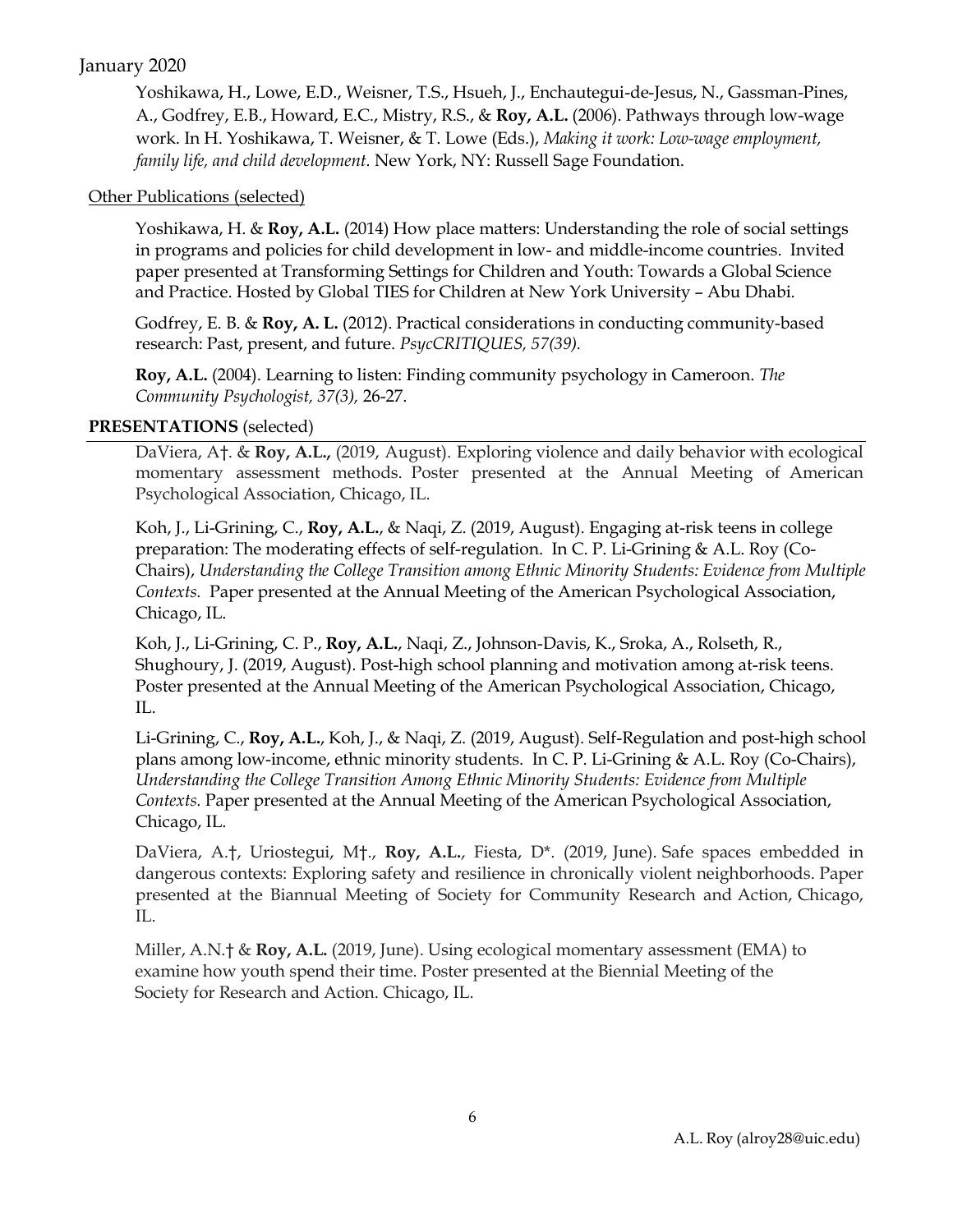Yoshikawa, H., Lowe, E.D., Weisner, T.S., Hsueh, J., Enchautegui-de-Jesus, N., Gassman-Pines, A., Godfrey, E.B., Howard, E.C., Mistry, R.S., & **Roy, A.L.** (2006). Pathways through low-wage work. In H. Yoshikawa, T. Weisner, & T. Lowe (Eds.), *Making it work: Low-wage employment, family life, and child development.* New York, NY: Russell Sage Foundation.

Other Publications (selected)

Yoshikawa, H. & **Roy, A.L.** (2014) How place matters: Understanding the role of social settings in programs and policies for child development in low- and middle-income countries. Invited paper presented at Transforming Settings for Children and Youth: Towards a Global Science and Practice. Hosted by Global TIES for Children at New York University – Abu Dhabi.

Godfrey, E. B. & **Roy, A. L.** (2012). Practical considerations in conducting community-based research: Past, present, and future. *PsycCRITIQUES, 57(39).*

**Roy, A.L.** (2004). Learning to listen: Finding community psychology in Cameroon. *The Community Psychologist, 37(3),* 26-27.

## PRESENTATIONS (selected)

DaViera, A†. & **Roy, A.L.,** (2019, August). Exploring violence and daily behavior with ecological momentary assessment methods. Poster presented at the Annual Meeting of American Psychological Association, Chicago, IL.

Koh, J., Li-Grining, C., **Roy, A.L.**, & Naqi, Z. (2019, August). Engaging at-risk teens in college preparation: The moderating effects of self-regulation. In C. P. Li-Grining & A.L. Roy (Co-Chairs), *Understanding the College Transition among Ethnic Minority Students: Evidence from Multiple Contexts.* Paper presented at the Annual Meeting of the American Psychological Association, Chicago, IL.

Koh, J., Li-Grining, C. P., **Roy, A.L.**, Naqi, Z., Johnson-Davis, K., Sroka, A., Rolseth, R., Shughoury, J. (2019, August). Post-high school planning and motivation among at-risk teens. Poster presented at the Annual Meeting of the American Psychological Association, Chicago, IL.

Li-Grining, C., **Roy, A.L.**, Koh, J., & Naqi, Z. (2019, August). Self-Regulation and post-high school plans among low-income, ethnic minority students. In C. P. Li-Grining & A.L. Roy (Co-Chairs), *Understanding the College Transition Among Ethnic Minority Students: Evidence from Multiple Contexts.* Paper presented at the Annual Meeting of the American Psychological Association, Chicago, IL.

DaViera, A.†, Uriostegui, M†., **Roy, A.L.**, Fiesta, D*. (2019, June). Safe spaces embedded in dangerous contexts: Exploring safety and resilience in chronically violent neighborhoods. Paper presented at the Biannual Meeting of Society for Community Research and Action, Chicago, IL.

Miller, A.N.† & **Roy, A.L.** (2019, June). Using ecological momentary assessment (EMA) to examine how youth spend their time. Poster presented at the Biennial Meeting of the Society for Research and Action. Chicago, IL.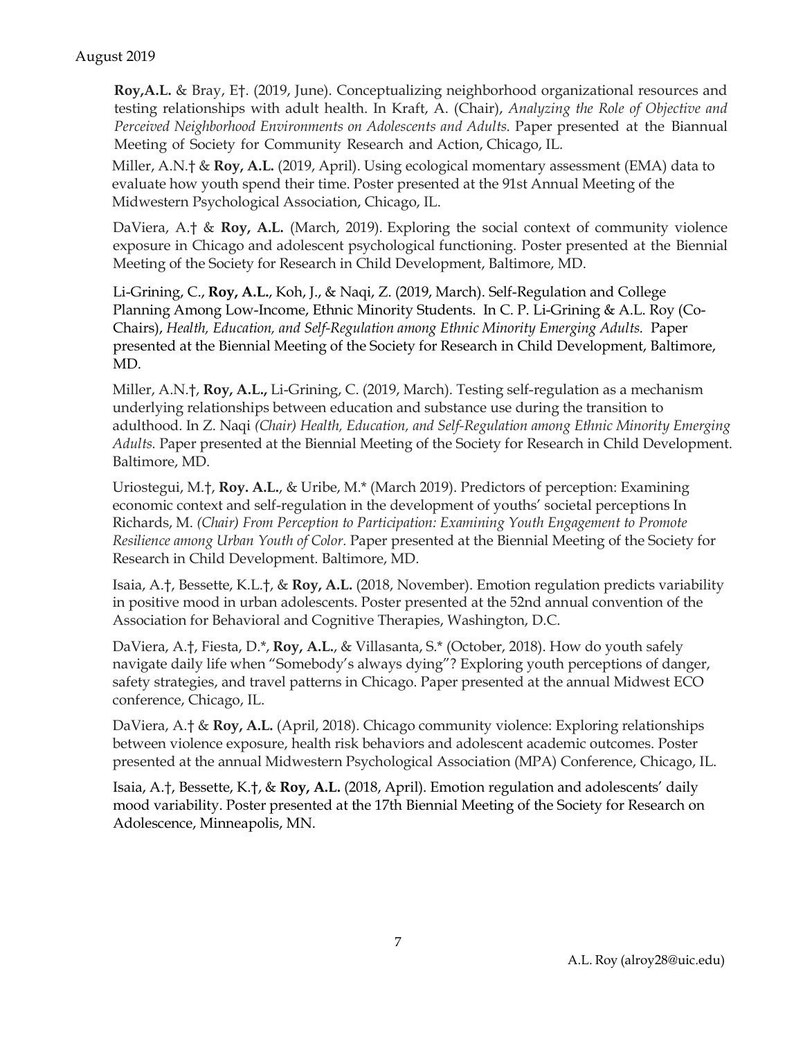**Roy,A.L.** & Bray, E†. (2019, June). Conceptualizing neighborhood organizational resources and testing relationships with adult health. In Kraft, A. (Chair), *Analyzing the Role of Objective and Perceived Neighborhood Environments on Adolescents and Adults.* Paper presented at the Biannual Meeting of Society for Community Research and Action, Chicago, IL.

Miller, A.N.† & **Roy, A.L.** (2019, April). Using ecological momentary assessment (EMA) data to evaluate how youth spend their time. Poster presented at the 91st Annual Meeting of the Midwestern Psychological Association, Chicago, IL.

DaViera, A.† & **Roy, A.L.** (March, 2019). Exploring the social context of community violence exposure in Chicago and adolescent psychological functioning. Poster presented at the Biennial Meeting of the Society for Research in Child Development, Baltimore, MD.

Li-Grining, C., **Roy, A.L.**, Koh, J., & Naqi, Z. (2019, March). Self-Regulation and College Planning Among Low-Income, Ethnic Minority Students. In C. P. Li-Grining & A.L. Roy (Co-Chairs), *Health, Education, and Self-Regulation among Ethnic Minority Emerging Adults.* Paper presented at the Biennial Meeting of the Society for Research in Child Development, Baltimore, MD.

Miller, A.N.†, **Roy, A.L.,** Li-Grining, C. (2019, March). Testing self-regulation as a mechanism underlying relationships between education and substance use during the transition to adulthood. In Z. Naqi *(Chair) Health, Education, and Self-Regulation among Ethnic Minority Emerging Adults.* Paper presented at the Biennial Meeting of the Society for Research in Child Development. Baltimore, MD.

Uriostegui, M.†, **Roy. A.L.**, & Uribe, M.* (March 2019). Predictors of perception: Examining economic context and self-regulation in the development of youths' societal perceptions In Richards, M. *(Chair) From Perception to Participation: Examining Youth Engagement to Promote Resilience among Urban Youth of Color.* Paper presented at the Biennial Meeting of the Society for Research in Child Development. Baltimore, MD.

Isaia, A.†, Bessette, K.L.†, & **Roy, A.L.** (2018, November). Emotion regulation predicts variability in positive mood in urban adolescents. Poster presented at the 52nd annual convention of the Association for Behavioral and Cognitive Therapies, Washington, D.C.

DaViera, A.†, Fiesta, D.*, **Roy, A.L.**, & Villasanta, S.* (October, 2018). How do youth safely navigate daily life when "Somebody's always dying"? Exploring youth perceptions of danger, safety strategies, and travel patterns in Chicago. Paper presented at the annual Midwest ECO conference, Chicago, IL.

DaViera, A.† & **Roy, A.L.** (April, 2018). Chicago community violence: Exploring relationships between violence exposure, health risk behaviors and adolescent academic outcomes. Poster presented at the annual Midwestern Psychological Association (MPA) Conference, Chicago, IL.

Isaia, A.†, Bessette, K.†, & **Roy, A.L.** (2018, April). Emotion regulation and adolescents' daily mood variability. Poster presented at the 17th Biennial Meeting of the Society for Research on Adolescence, Minneapolis, MN.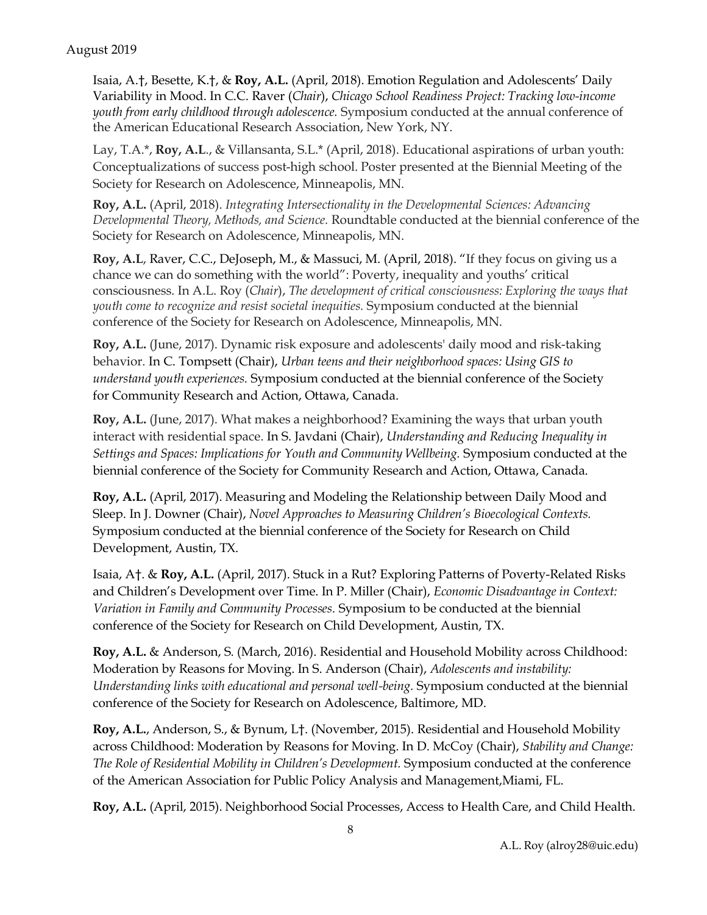Isaia, A.†, Besette, K.†, & **Roy, A.L.** (April, 2018). Emotion Regulation and Adolescents' Daily Variability in Mood. In C.C. Raver (*Chair*), *Chicago School Readiness Project: Tracking low-income youth from early childhood through adolescence.* Symposium conducted at the annual conference of the American Educational Research Association, New York, NY.

Lay, T.A.*, **Roy, A.L**., & Villansanta, S.L.* (April, 2018). Educational aspirations of urban youth: Conceptualizations of success post-high school. Poster presented at the Biennial Meeting of the Society for Research on Adolescence, Minneapolis, MN.

**Roy, A.L.** (April, 2018). *Integrating Intersectionality in the Developmental Sciences: Advancing Developmental Theory, Methods, and Science.* Roundtable conducted at the biennial conference of the Society for Research on Adolescence, Minneapolis, MN.

**Roy, A.L**, Raver, C.C., DeJoseph, M., & Massuci, M. (April, 2018). "If they focus on giving us a chance we can do something with the world": Poverty, inequality and youths' critical consciousness. In A.L. Roy (*Chair*), *The development of critical consciousness: Exploring the ways that youth come to recognize and resist societal inequities.* Symposium conducted at the biennial conference of the Society for Research on Adolescence, Minneapolis, MN.

**Roy, A.L.** (June, 2017). Dynamic risk exposure and adolescents' daily mood and risk-taking behavior. In C. Tompsett (Chair), *Urban teens and their neighborhood spaces: Using GIS to understand youth experiences.* Symposium conducted at the biennial conference of the Society for Community Research and Action, Ottawa, Canada.

**Roy, A.L.** (June, 2017). What makes a neighborhood? Examining the ways that urban youth interact with residential space. In S. Javdani (Chair), *Understanding and Reducing Inequality in Settings and Spaces: Implications for Youth and Community Wellbeing.* Symposium conducted at the biennial conference of the Society for Community Research and Action, Ottawa, Canada.

**Roy, A.L.** (April, 2017). Measuring and Modeling the Relationship between Daily Mood and Sleep. In J. Downer (Chair), *Novel Approaches to Measuring Children's Bioecological Contexts.* Symposium conducted at the biennial conference of the Society for Research on Child Development, Austin, TX.

Isaia, A†. & **Roy, A.L.** (April, 2017). Stuck in a Rut? Exploring Patterns of Poverty-Related Risks and Children's Development over Time. In P. Miller (Chair), *Economic Disadvantage in Context: Variation in Family and Community Processes.* Symposium to be conducted at the biennial conference of the Society for Research on Child Development, Austin, TX.

**Roy, A.L.** & Anderson, S. (March, 2016). Residential and Household Mobility across Childhood: Moderation by Reasons for Moving. In S. Anderson (Chair), *Adolescents and instability: Understanding links with educational and personal well-being.* Symposium conducted at the biennial conference of the Society for Research on Adolescence, Baltimore, MD.

**Roy, A.L.**, Anderson, S., & Bynum, L†. (November, 2015). Residential and Household Mobility across Childhood: Moderation by Reasons for Moving. In D. McCoy (Chair), *Stability and Change: The Role of Residential Mobility in Children's Development.* Symposium conducted at the conference of the American Association for Public Policy Analysis and Management,Miami, FL.

**Roy, A.L.** (April, 2015). Neighborhood Social Processes, Access to Health Care, and Child Health.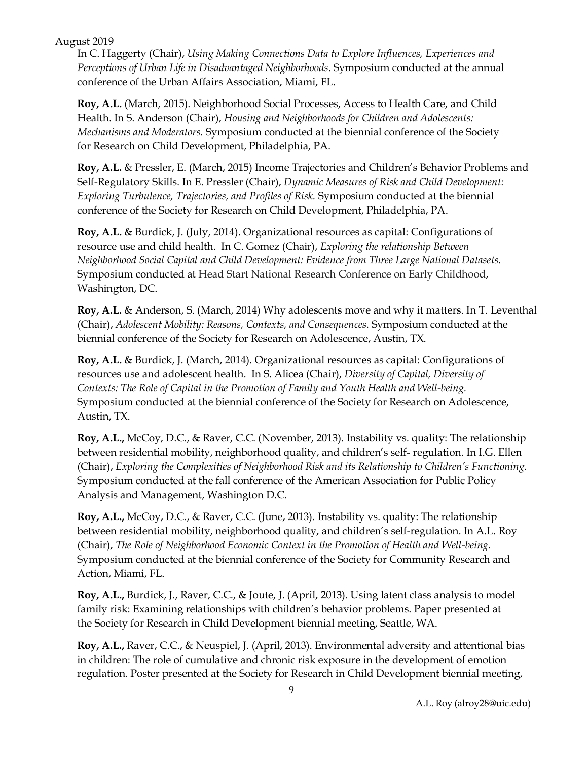In C. Haggerty (Chair), *Using Making Connections Data to Explore Influences, Experiences and Perceptions of Urban Life in Disadvantaged Neighborhoods*. Symposium conducted at the annual conference of the Urban Affairs Association, Miami, FL.

**Roy, A.L.** (March, 2015). Neighborhood Social Processes, Access to Health Care, and Child Health. In S. Anderson (Chair), *Housing and Neighborhoods for Children and Adolescents: Mechanisms and Moderators.* Symposium conducted at the biennial conference of the Society for Research on Child Development, Philadelphia, PA.

**Roy, A.L.** & Pressler, E. (March, 2015) Income Trajectories and Children's Behavior Problems and Self-Regulatory Skills. In E. Pressler (Chair), *Dynamic Measures of Risk and Child Development: Exploring Turbulence, Trajectories, and Profiles of Risk.* Symposium conducted at the biennial conference of the Society for Research on Child Development, Philadelphia, PA.

**Roy, A.L.** & Burdick, J. (July, 2014). Organizational resources as capital: Configurations of resource use and child health. In C. Gomez (Chair), *Exploring the relationship Between Neighborhood Social Capital and Child Development: Evidence from Three Large National Datasets.* Symposium conducted at Head Start National Research Conference on Early Childhood, Washington, DC.

**Roy, A.L.** & Anderson, S. (March, 2014) Why adolescents move and why it matters. In T. Leventhal (Chair), *Adolescent Mobility: Reasons, Contexts, and Consequences.* Symposium conducted at the biennial conference of the Society for Research on Adolescence, Austin, TX.

**Roy, A.L.** & Burdick, J. (March, 2014). Organizational resources as capital: Configurations of resources use and adolescent health. In S. Alicea (Chair), *Diversity of Capital, Diversity of Contexts: The Role of Capital in the Promotion of Family and Youth Health and Well-being.* Symposium conducted at the biennial conference of the Society for Research on Adolescence, Austin, TX.

**Roy, A.L.,** McCoy, D.C., & Raver, C.C. (November, 2013). Instability vs. quality: The relationship between residential mobility, neighborhood quality, and children's self- regulation. In I.G. Ellen (Chair), *Exploring the Complexities of Neighborhood Risk and its Relationship to Children's Functioning.* Symposium conducted at the fall conference of the American Association for Public Policy Analysis and Management, Washington D.C.

**Roy, A.L.,** McCoy, D.C., & Raver, C.C. (June, 2013). Instability vs. quality: The relationship between residential mobility, neighborhood quality, and children's self-regulation. In A.L. Roy (Chair), *The Role of Neighborhood Economic Context in the Promotion of Health and Well-being.* Symposium conducted at the biennial conference of the Society for Community Research and Action, Miami, FL.

**Roy, A.L.,** Burdick, J., Raver, C.C., & Joute, J. (April, 2013). Using latent class analysis to model family risk: Examining relationships with children's behavior problems. Paper presented at the Society for Research in Child Development biennial meeting, Seattle, WA.

**Roy, A.L.,** Raver, C.C., & Neuspiel, J. (April, 2013). Environmental adversity and attentional bias in children: The role of cumulative and chronic risk exposure in the development of emotion regulation. Poster presented at the Society for Research in Child Development biennial meeting,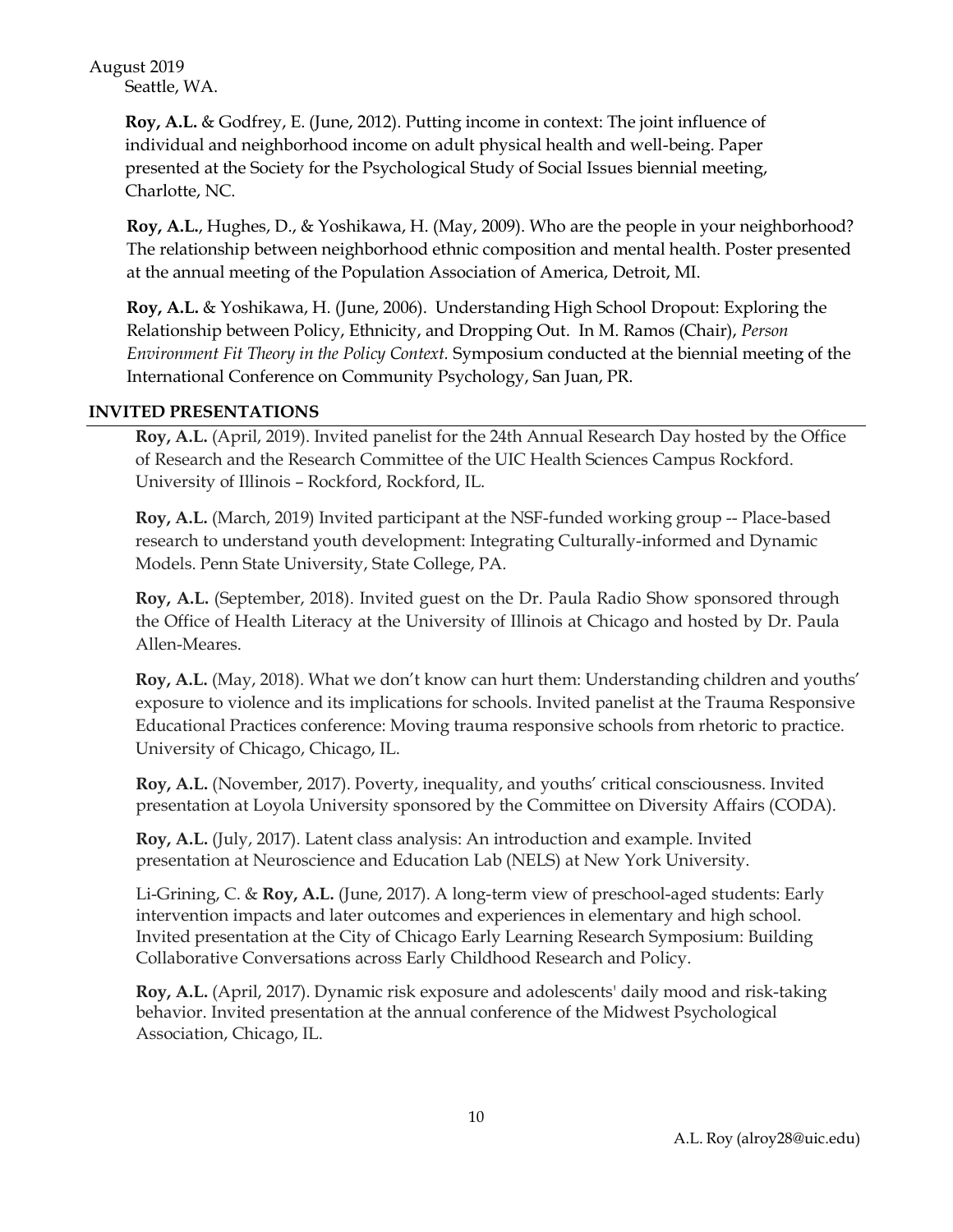August 2019
Seattle, WA.

**Roy, A.L.** & Godfrey, E. (June, 2012). Putting income in context: The joint influence of individual and neighborhood income on adult physical health and well-being. Paper presented at the Society for the Psychological Study of Social Issues biennial meeting, Charlotte, NC.

**Roy, A.L.**, Hughes, D., & Yoshikawa, H. (May, 2009). Who are the people in your neighborhood? The relationship between neighborhood ethnic composition and mental health. Poster presented at the annual meeting of the Population Association of America, Detroit, MI.

**Roy, A.L.** & Yoshikawa, H. (June, 2006). Understanding High School Dropout: Exploring the Relationship between Policy, Ethnicity, and Dropping Out. In M. Ramos (Chair), *Person Environment Fit Theory in the Policy Context.* Symposium conducted at the biennial meeting of the International Conference on Community Psychology, San Juan, PR.

## INVITED PRESENTATIONS

**Roy, A.L.** (April, 2019). Invited panelist for the 24th Annual Research Day hosted by the Office of Research and the Research Committee of the UIC Health Sciences Campus Rockford. University of Illinois – Rockford, Rockford, IL.

**Roy, A.L.** (March, 2019) Invited participant at the NSF-funded working group -- Place-based research to understand youth development: Integrating Culturally-informed and Dynamic Models. Penn State University, State College, PA.

**Roy, A.L.** (September, 2018). Invited guest on the Dr. Paula Radio Show sponsored through the Office of Health Literacy at the University of Illinois at Chicago and hosted by Dr. Paula Allen-Meares.

**Roy, A.L.** (May, 2018). What we don't know can hurt them: Understanding children and youths' exposure to violence and its implications for schools. Invited panelist at the Trauma Responsive Educational Practices conference: Moving trauma responsive schools from rhetoric to practice. University of Chicago, Chicago, IL.

**Roy, A.L.** (November, 2017). Poverty, inequality, and youths' critical consciousness. Invited presentation at Loyola University sponsored by the Committee on Diversity Affairs (CODA).

**Roy, A.L.** (July, 2017). Latent class analysis: An introduction and example. Invited presentation at Neuroscience and Education Lab (NELS) at New York University.

Li-Grining, C. & **Roy, A.L.** (June, 2017). A long-term view of preschool-aged students: Early intervention impacts and later outcomes and experiences in elementary and high school. Invited presentation at the City of Chicago Early Learning Research Symposium: Building Collaborative Conversations across Early Childhood Research and Policy.

**Roy, A.L.** (April, 2017). Dynamic risk exposure and adolescents' daily mood and risk-taking behavior. Invited presentation at the annual conference of the Midwest Psychological Association, Chicago, IL.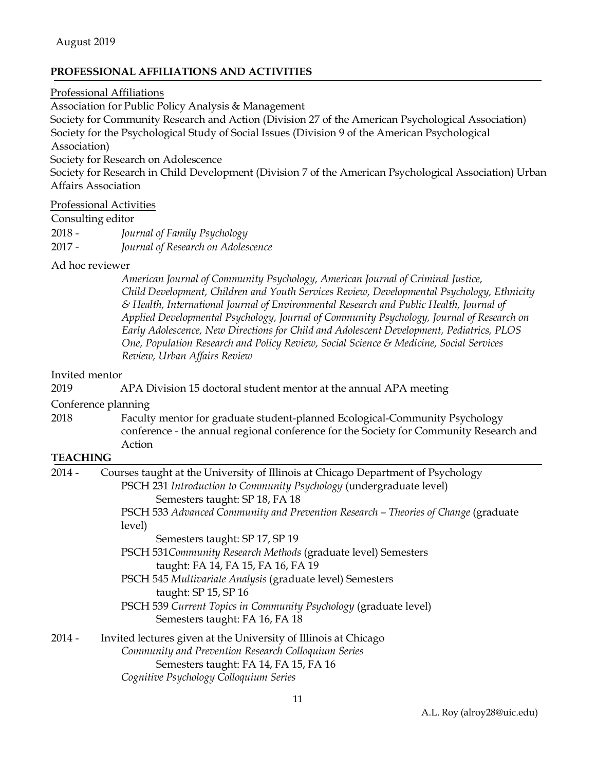## PROFESSIONAL AFFILIATIONS AND ACTIVITIES

Professional Affiliations

Association for Public Policy Analysis & Management
Society for Community Research and Action (Division 27 of the American Psychological Association)
Society for the Psychological Study of Social Issues (Division 9 of the American Psychological Association)
Society for Research on Adolescence
Society for Research in Child Development (Division 7 of the American Psychological Association) Urban Affairs Association

Professional Activities

Consulting editor

2018 - *Journal of Family Psychology*
2017 - *Journal of Research on Adolescence*

Ad hoc reviewer

*American Journal of Community Psychology, American Journal of Criminal Justice, Child Development, Children and Youth Services Review, Developmental Psychology, Ethnicity & Health, International Journal of Environmental Research and Public Health, Journal of Applied Developmental Psychology, Journal of Community Psychology, Journal of Research on Early Adolescence, New Directions for Child and Adolescent Development, Pediatrics, PLOS One, Population Research and Policy Review, Social Science & Medicine, Social Services Review, Urban Affairs Review*

Invited mentor

2019 APA Division 15 doctoral student mentor at the annual APA meeting

Conference planning

2018 Faculty mentor for graduate student-planned Ecological-Community Psychology conference - the annual regional conference for the Society for Community Research and Action

## TEACHING

2014 - Courses taught at the University of Illinois at Chicago Department of Psychology

PSCH 231 *Introduction to Community Psychology* (undergraduate level)
Semesters taught: SP 18, FA 18

PSCH 533 *Advanced Community and Prevention Research – Theories of Change* (graduate level)
Semesters taught: SP 17, SP 19

PSCH 531*Community Research Methods* (graduate level) Semesters taught: FA 14, FA 15, FA 16, FA 19

PSCH 545 *Multivariate Analysis* (graduate level) Semesters taught: SP 15, SP 16

PSCH 539 *Current Topics in Community Psychology* (graduate level)
Semesters taught: FA 16, FA 18

2014 - Invited lectures given at the University of Illinois at Chicago

*Community and Prevention Research Colloquium Series*
Semesters taught: FA 14, FA 15, FA 16

*Cognitive Psychology Colloquium Series*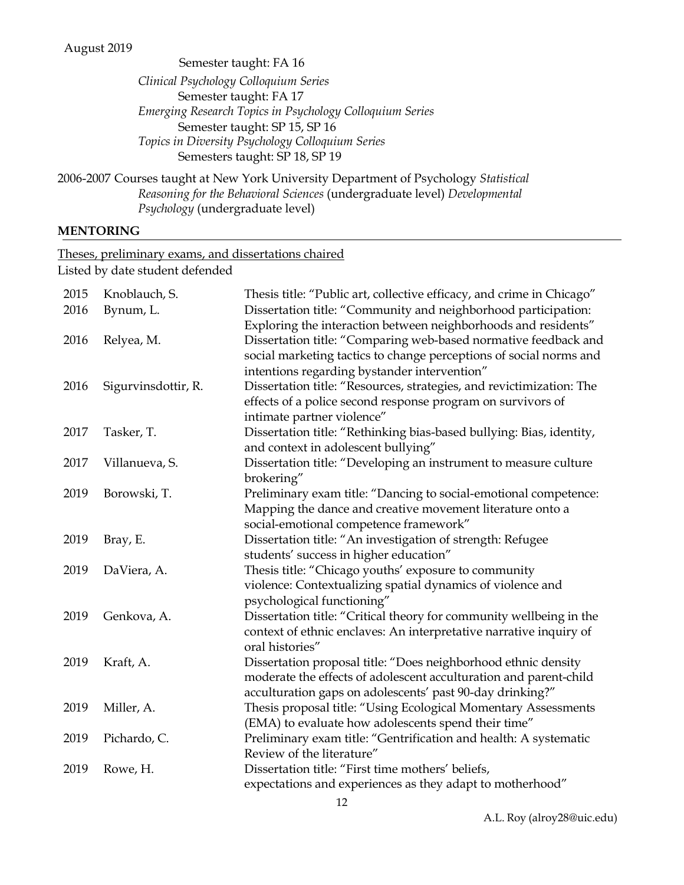Semester taught: FA 16

*Clinical Psychology Colloquium Series*
Semester taught: FA 17

*Emerging Research Topics in Psychology Colloquium Series*
Semester taught: SP 15, SP 16

*Topics in Diversity Psychology Colloquium Series*
Semesters taught: SP 18, SP 19

2006-2007 Courses taught at New York University Department of Psychology *Statistical Reasoning for the Behavioral Sciences* (undergraduate level) *Developmental Psychology* (undergraduate level)

## MENTORING

Theses, preliminary exams, and dissertations chaired

Listed by date student defended

| | | |
|---|---|---|
| 2015 | Knoblauch, S. | Thesis title: "Public art, collective efficacy, and crime in Chicago" |
| 2016 | Bynum, L. | Dissertation title: "Community and neighborhood participation: Exploring the interaction between neighborhoods and residents" |
| 2016 | Relyea, M. | Dissertation title: "Comparing web-based normative feedback and social marketing tactics to change perceptions of social norms and intentions regarding bystander intervention" |
| 2016 | Sigurvinsdottir, R. | Dissertation title: "Resources, strategies, and revictimization: The effects of a police second response program on survivors of intimate partner violence" |
| 2017 | Tasker, T. | Dissertation title: "Rethinking bias-based bullying: Bias, identity, and context in adolescent bullying" |
| 2017 | Villanueva, S. | Dissertation title: "Developing an instrument to measure culture brokering" |
| 2019 | Borowski, T. | Preliminary exam title: "Dancing to social-emotional competence: Mapping the dance and creative movement literature onto a social-emotional competence framework" |
| 2019 | Bray, E. | Dissertation title: "An investigation of strength: Refugee students' success in higher education" |
| 2019 | DaViera, A. | Thesis title: "Chicago youths' exposure to community violence: Contextualizing spatial dynamics of violence and psychological functioning" |
| 2019 | Genkova, A. | Dissertation title: "Critical theory for community wellbeing in the context of ethnic enclaves: An interpretative narrative inquiry of oral histories" |
| 2019 | Kraft, A. | Dissertation proposal title: "Does neighborhood ethnic density moderate the effects of adolescent acculturation and parent-child acculturation gaps on adolescents' past 90-day drinking?" |
| 2019 | Miller, A. | Thesis proposal title: "Using Ecological Momentary Assessments (EMA) to evaluate how adolescents spend their time" |
| 2019 | Pichardo, C. | Preliminary exam title: "Gentrification and health: A systematic Review of the literature" |
| 2019 | Rowe, H. | Dissertation title: "First time mothers' beliefs, expectations and experiences as they adapt to motherhood" |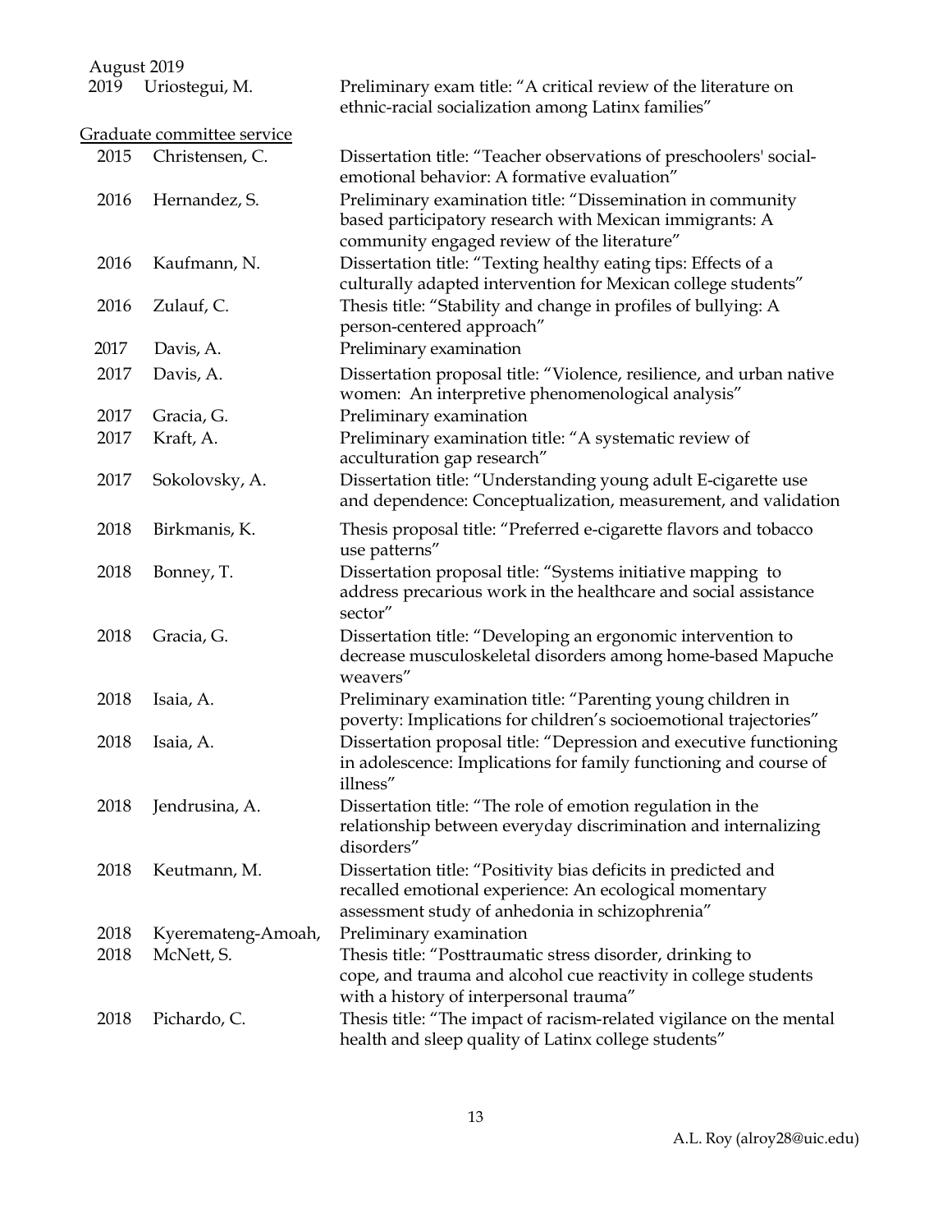August 2019

| | | |
|---|---|---|
| 2019 | Uriostegui, M. | Preliminary exam title: "A critical review of the literature on ethnic-racial socialization among Latinx families" |

<u>Graduate committee service</u>

| | | |
|---|---|---|
| 2015 | Christensen, C. | Dissertation title: "Teacher observations of preschoolers' social-emotional behavior: A formative evaluation" |
| 2016 | Hernandez, S. | Preliminary examination title: "Dissemination in community based participatory research with Mexican immigrants: A community engaged review of the literature" |
| 2016 | Kaufmann, N. | Dissertation title: "Texting healthy eating tips: Effects of a culturally adapted intervention for Mexican college students" |
| 2016 | Zulauf, C. | Thesis title: "Stability and change in profiles of bullying: A person-centered approach" |
| 2017 | Davis, A. | Preliminary examination |
| 2017 | Davis, A. | Dissertation proposal title: "Violence, resilience, and urban native women: An interpretive phenomenological analysis" |
| 2017 | Gracia, G. | Preliminary examination |
| 2017 | Kraft, A. | Preliminary examination title: "A systematic review of acculturation gap research" |
| 2017 | Sokolovsky, A. | Dissertation title: "Understanding young adult E-cigarette use and dependence: Conceptualization, measurement, and validation |
| 2018 | Birkmanis, K. | Thesis proposal title: "Preferred e-cigarette flavors and tobacco use patterns" |
| 2018 | Bonney, T. | Dissertation proposal title: "Systems initiative mapping to address precarious work in the healthcare and social assistance sector" |
| 2018 | Gracia, G. | Dissertation title: "Developing an ergonomic intervention to decrease musculoskeletal disorders among home-based Mapuche weavers" |
| 2018 | Isaia, A. | Preliminary examination title: "Parenting young children in poverty: Implications for children's socioemotional trajectories" |
| 2018 | Isaia, A. | Dissertation proposal title: "Depression and executive functioning in adolescence: Implications for family functioning and course of illness" |
| 2018 | Jendrusina, A. | Dissertation title: "The role of emotion regulation in the relationship between everyday discrimination and internalizing disorders" |
| 2018 | Keutmann, M. | Dissertation title: "Positivity bias deficits in predicted and recalled emotional experience: An ecological momentary assessment study of anhedonia in schizophrenia" |
| 2018 | Kyeremateng-Amoah, | Preliminary examination |
| 2018 | McNett, S. | Thesis title: "Posttraumatic stress disorder, drinking to cope, and trauma and alcohol cue reactivity in college students with a history of interpersonal trauma" |
| 2018 | Pichardo, C. | Thesis title: "The impact of racism-related vigilance on the mental health and sleep quality of Latinx college students" |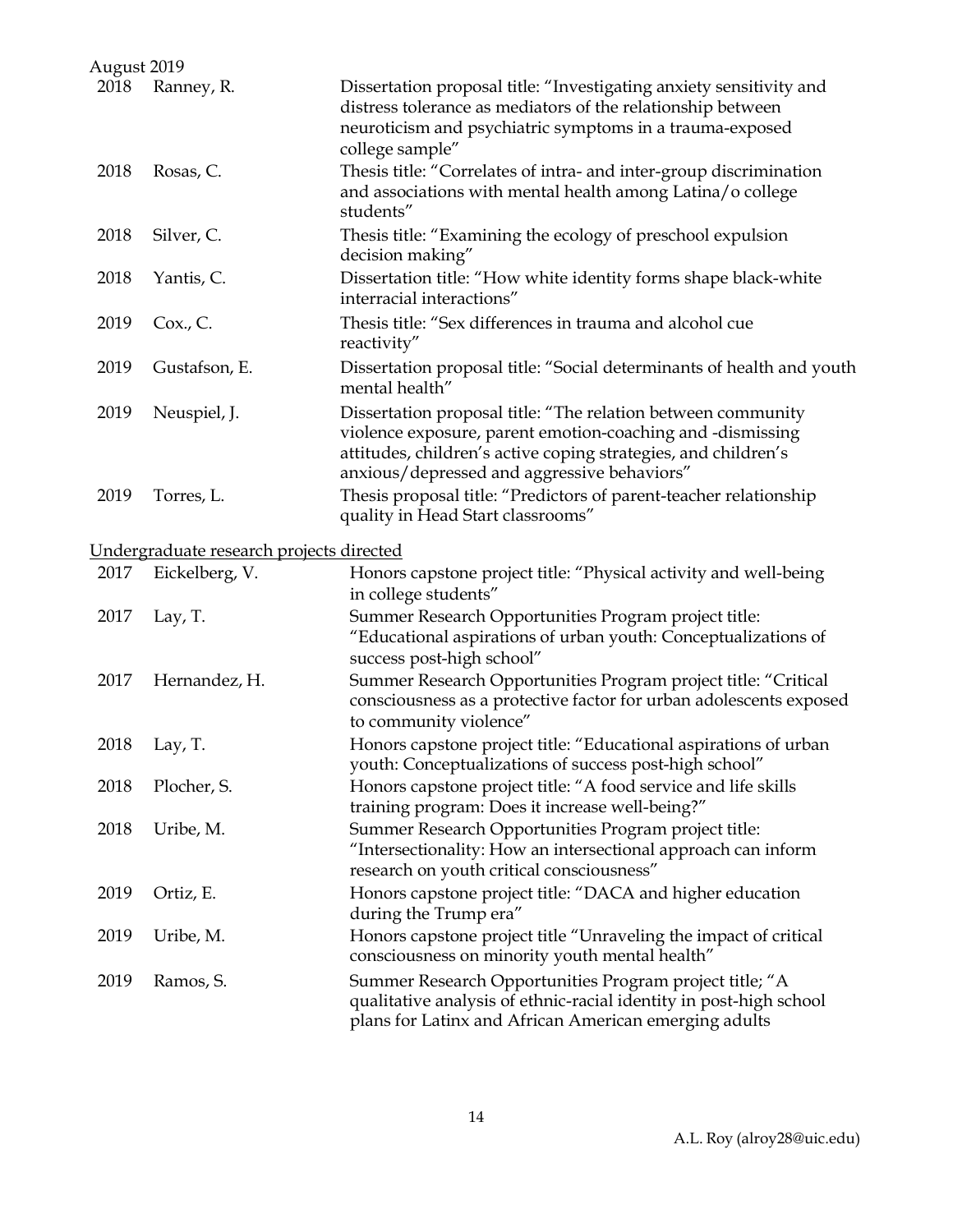August 2019

| | | |
|---|---|---|
| 2018 | Ranney, R. | Dissertation proposal title: "Investigating anxiety sensitivity and distress tolerance as mediators of the relationship between neuroticism and psychiatric symptoms in a trauma-exposed college sample" |
| 2018 | Rosas, C. | Thesis title: "Correlates of intra- and inter-group discrimination and associations with mental health among Latina/o college students" |
| 2018 | Silver, C. | Thesis title: "Examining the ecology of preschool expulsion decision making" |
| 2018 | Yantis, C. | Dissertation title: "How white identity forms shape black-white interracial interactions" |
| 2019 | Cox., C. | Thesis title: "Sex differences in trauma and alcohol cue reactivity" |
| 2019 | Gustafson, E. | Dissertation proposal title: "Social determinants of health and youth mental health" |
| 2019 | Neuspiel, J. | Dissertation proposal title: "The relation between community violence exposure, parent emotion-coaching and -dismissing attitudes, children's active coping strategies, and children's anxious/depressed and aggressive behaviors" |
| 2019 | Torres, L. | Thesis proposal title: "Predictors of parent-teacher relationship quality in Head Start classrooms" |

<u>Undergraduate research projects directed</u>

| | | |
|---|---|---|
| 2017 | Eickelberg, V. | Honors capstone project title: "Physical activity and well-being in college students" |
| 2017 | Lay, T. | Summer Research Opportunities Program project title: "Educational aspirations of urban youth: Conceptualizations of success post-high school" |
| 2017 | Hernandez, H. | Summer Research Opportunities Program project title: "Critical consciousness as a protective factor for urban adolescents exposed to community violence" |
| 2018 | Lay, T. | Honors capstone project title: "Educational aspirations of urban youth: Conceptualizations of success post-high school" |
| 2018 | Plocher, S. | Honors capstone project title: "A food service and life skills training program: Does it increase well-being?" |
| 2018 | Uribe, M. | Summer Research Opportunities Program project title: "Intersectionality: How an intersectional approach can inform research on youth critical consciousness" |
| 2019 | Ortiz, E. | Honors capstone project title: "DACA and higher education during the Trump era" |
| 2019 | Uribe, M. | Honors capstone project title "Unraveling the impact of critical consciousness on minority youth mental health" |
| 2019 | Ramos, S. | Summer Research Opportunities Program project title; "A qualitative analysis of ethnic-racial identity in post-high school plans for Latinx and African American emerging adults |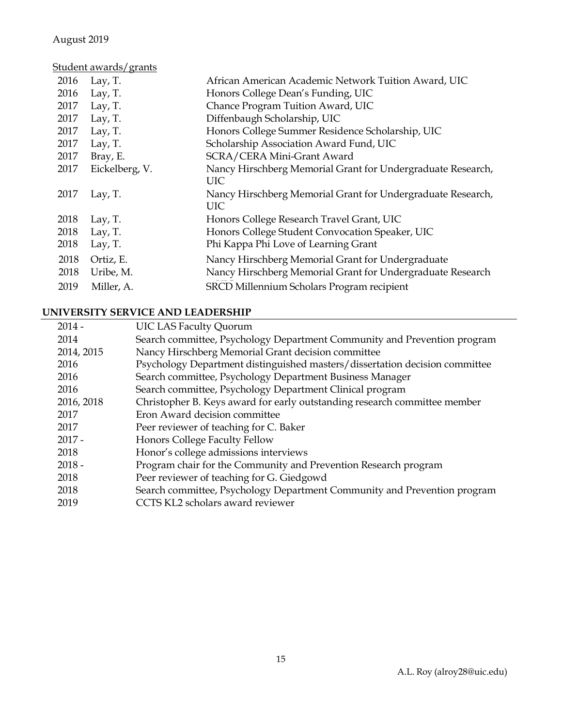August 2019

Student awards/grants

| | | |
|---|---|---|
| 2016 | Lay, T. | African American Academic Network Tuition Award, UIC |
| 2016 | Lay, T. | Honors College Dean's Funding, UIC |
| 2017 | Lay, T. | Chance Program Tuition Award, UIC |
| 2017 | Lay, T. | Diffenbaugh Scholarship, UIC |
| 2017 | Lay, T. | Honors College Summer Residence Scholarship, UIC |
| 2017 | Lay, T. | Scholarship Association Award Fund, UIC |
| 2017 | Bray, E. | SCRA/CERA Mini-Grant Award |
| 2017 | Eickelberg, V. | Nancy Hirschberg Memorial Grant for Undergraduate Research, UIC |
| 2017 | Lay, T. | Nancy Hirschberg Memorial Grant for Undergraduate Research, UIC |
| 2018 | Lay, T. | Honors College Research Travel Grant, UIC |
| 2018 | Lay, T. | Honors College Student Convocation Speaker, UIC |
| 2018 | Lay, T. | Phi Kappa Phi Love of Learning Grant |
| 2018 | Ortiz, E. | Nancy Hirschberg Memorial Grant for Undergraduate |
| 2018 | Uribe, M. | Nancy Hirschberg Memorial Grant for Undergraduate Research |
| 2019 | Miller, A. | SRCD Millennium Scholars Program recipient |

## UNIVERSITY SERVICE AND LEADERSHIP

| | |
|---|---|
| 2014 - | UIC LAS Faculty Quorum |
| 2014 | Search committee, Psychology Department Community and Prevention program |
| 2014, 2015 | Nancy Hirschberg Memorial Grant decision committee |
| 2016 | Psychology Department distinguished masters/dissertation decision committee |
| 2016 | Search committee, Psychology Department Business Manager |
| 2016 | Search committee, Psychology Department Clinical program |
| 2016, 2018 | Christopher B. Keys award for early outstanding research committee member |
| 2017 | Eron Award decision committee |
| 2017 | Peer reviewer of teaching for C. Baker |
| 2017 - | Honors College Faculty Fellow |
| 2018 | Honor's college admissions interviews |
| 2018 - | Program chair for the Community and Prevention Research program |
| 2018 | Peer reviewer of teaching for G. Giedgowd |
| 2018 | Search committee, Psychology Department Community and Prevention program |
| 2019 | CCTS KL2 scholars award reviewer |